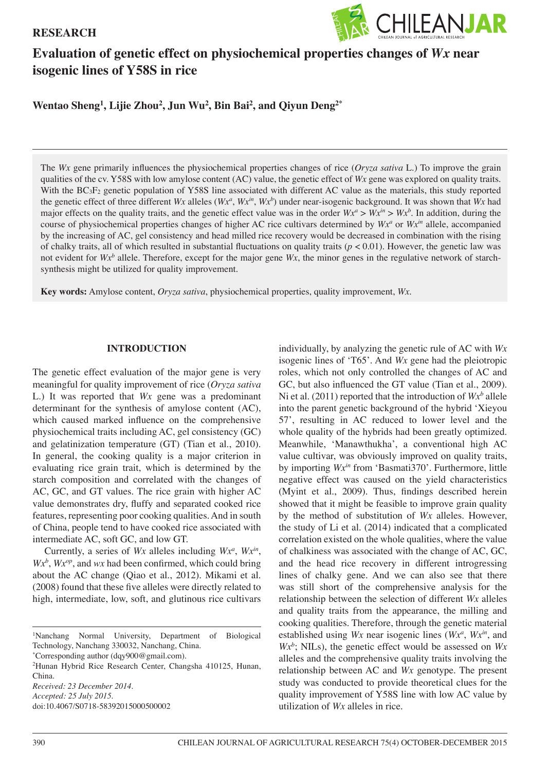RESEARCH

# Evaluation of genetic effect on physiochemical properties changes of *Wx* near isogenic lines of Y58S in rice

**Wentao Sheng[1], Lijie Zhou[2], Jun Wu[2], Bin Bai[2], and Qiyun Deng[2*]**

The *Wx* gene primarily influences the physiochemical properties changes of rice (*Oryza sativa* L.) To improve the grain qualities of the cv. Y58S with low amylose content (AC) value, the genetic effect of *Wx* gene was explored on quality traits. With the $BC_3F_2$ genetic population of Y58S line associated with different AC value as the materials, this study reported the genetic effect of three different *Wx* alleles ($Wx^a$, $Wx^{in}$, $Wx^b$) under near-isogenic background. It was shown that *Wx* had major effects on the quality traits, and the genetic effect value was in the order $Wx^a > Wx^{in} > Wx^b$. In addition, during the course of physiochemical properties changes of higher AC rice cultivars determined by $Wx^a$ or $Wx^{in}$ allele, accompanied by the increasing of AC, gel consistency and head milled rice recovery would be decreased in combination with the rising of chalky traits, all of which resulted in substantial fluctuations on quality traits ($p < 0.01$). However, the genetic law was not evident for $Wx^b$ allele. Therefore, except for the major gene *Wx*, the minor genes in the regulative network of starch-synthesis might be utilized for quality improvement.

**Key words:** Amylose content, *Oryza sativa*, physiochemical properties, quality improvement, *Wx*.

## INTRODUCTION

The genetic effect evaluation of the major gene is very meaningful for quality improvement of rice (*Oryza sativa* L.) It was reported that *Wx* gene was a predominant determinant for the synthesis of amylose content (AC), which caused marked influence on the comprehensive physiochemical traits including AC, gel consistency (GC) and gelatinization temperature (GT) (Tian et al., 2010). In general, the cooking quality is a major criterion in evaluating rice grain trait, which is determined by the starch composition and correlated with the changes of AC, GC, and GT values. The rice grain with higher AC value demonstrates dry, fluffy and separated cooked rice features, representing poor cooking qualities. And in south of China, people tend to have cooked rice associated with intermediate AC, soft GC, and low GT.

Currently, a series of *Wx* alleles including $Wx^a$, $Wx^{in}$, $Wx^b$, $Wx^{op}$, and *wx* had been confirmed, which could bring about the AC change (Qiao et al., 2012). Mikami et al. (2008) found that these five alleles were directly related to high, intermediate, low, soft, and glutinous rice cultivars individually, by analyzing the genetic rule of AC with *Wx* isogenic lines of 'T65'. And *Wx* gene had the pleiotropic roles, which not only controlled the changes of AC and GC, but also influenced the GT value (Tian et al., 2009). Ni et al. (2011) reported that the introduction of $Wx^b$ allele into the parent genetic background of the hybrid 'Xieyou 57', resulting in AC reduced to lower level and the whole quality of the hybrids had been greatly optimized. Meanwhile, 'Manawthukha', a conventional high AC value cultivar, was obviously improved on quality traits, by importing $Wx^{in}$ from 'Basmati370'. Furthermore, little negative effect was caused on the yield characteristics (Myint et al., 2009). Thus, findings described herein showed that it might be feasible to improve grain quality by the method of substitution of *Wx* alleles. However, the study of Li et al. (2014) indicated that a complicated correlation existed on the whole qualities, where the value of chalkiness was associated with the change of AC, GC, and the head rice recovery in different introgressing lines of chalky gene. And we can also see that there was still short of the comprehensive analysis for the relationship between the selection of different *Wx* alleles and quality traits from the appearance, the milling and cooking qualities. Therefore, through the genetic material established using *Wx* near isogenic lines ($Wx^a$, $Wx^{in}$, and $Wx^b$; NILs), the genetic effect would be assessed on *Wx* alleles and the comprehensive quality traits involving the relationship between AC and *Wx* genotype. The present study was conducted to provide theoretical clues for the quality improvement of Y58S line with low AC value by utilization of *Wx* alleles in rice.

---

[1]Nanchang Normal University, Department of Biological Technology, Nanchang 330032, Nanchang, China.
[*]Corresponding author (dqy900@gmail.com).
[2]Hunan Hybrid Rice Research Center, Changsha 410125, Hunan, China.
*Received: 23 December 2014.*
*Accepted: 25 July 2015.*
doi:10.4067/S0718-58392015000500002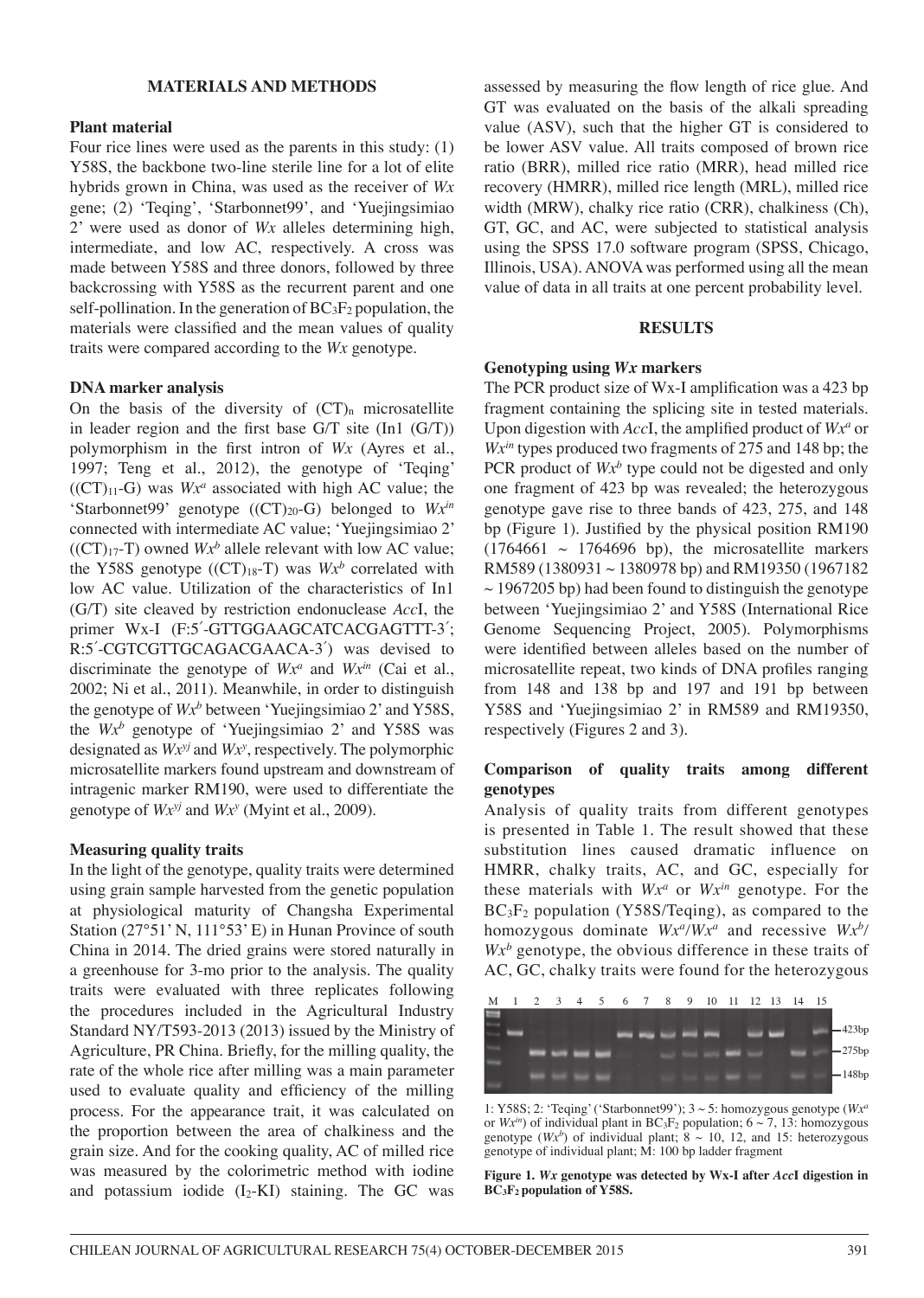## MATERIALS AND METHODS

### Plant material

Four rice lines were used as the parents in this study: (1) Y58S, the backbone two-line sterile line for a lot of elite hybrids grown in China, was used as the receiver of *Wx* gene; (2) 'Teqing', 'Starbonnet99', and 'Yuejingsimiao 2' were used as donor of *Wx* alleles determining high, intermediate, and low AC, respectively. A cross was made between Y58S and three donors, followed by three backcrossing with Y58S as the recurrent parent and one self-pollination. In the generation of $BC_3F_2$ population, the materials were classified and the mean values of quality traits were compared according to the *Wx* genotype.

### DNA marker analysis

On the basis of the diversity of $(CT)_n$ microsatellite in leader region and the first base G/T site (In1 (G/T)) polymorphism in the first intron of *Wx* (Ayres et al., 1997; Teng et al., 2012), the genotype of 'Teqing' ($(CT)_{11}$-G) was $Wx^a$ associated with high AC value; the 'Starbonnet99' genotype ($(CT)_{20}$-G) belonged to $Wx^{in}$ connected with intermediate AC value; 'Yuejingsimiao 2' ($(CT)_{17}$-T) owned $Wx^b$ allele relevant with low AC value; the Y58S genotype ($(CT)_{18}$-T) was $Wx^b$ correlated with low AC value. Utilization of the characteristics of In1 (G/T) site cleaved by restriction endonuclease *Acc*I, the primer Wx-I (F:5´-GTTGGAAGCATCACGAGTTT-3´; R:5´-CGTCGTTGCAGACGAACA-3´) was devised to discriminate the genotype of $Wx^a$ and $Wx^{in}$ (Cai et al., 2002; Ni et al., 2011). Meanwhile, in order to distinguish the genotype of $Wx^b$ between 'Yuejingsimiao 2' and Y58S, the $Wx^b$ genotype of 'Yuejingsimiao 2' and Y58S was designated as $Wx^{yj}$ and $Wx^y$, respectively. The polymorphic microsatellite markers found upstream and downstream of intragenic marker RM190, were used to differentiate the genotype of $Wx^{yj}$ and $Wx^y$ (Myint et al., 2009).

### Measuring quality traits

In the light of the genotype, quality traits were determined using grain sample harvested from the genetic population at physiological maturity of Changsha Experimental Station (27°51' N, 111°53' E) in Hunan Province of south China in 2014. The dried grains were stored naturally in a greenhouse for 3-mo prior to the analysis. The quality traits were evaluated with three replicates following the procedures included in the Agricultural Industry Standard NY/T593-2013 (2013) issued by the Ministry of Agriculture, PR China. Briefly, for the milling quality, the rate of the whole rice after milling was a main parameter used to evaluate quality and efficiency of the milling process. For the appearance trait, it was calculated on the proportion between the area of chalkiness and the grain size. And for the cooking quality, AC of milled rice was measured by the colorimetric method with iodine and potassium iodide ($I_2$-KI) staining. The GC was assessed by measuring the flow length of rice glue. And GT was evaluated on the basis of the alkali spreading value (ASV), such that the higher GT is considered to be lower ASV value. All traits composed of brown rice ratio (BRR), milled rice ratio (MRR), head milled rice recovery (HMRR), milled rice length (MRL), milled rice width (MRW), chalky rice ratio (CRR), chalkiness (Ch), GT, GC, and AC, were subjected to statistical analysis using the SPSS 17.0 software program (SPSS, Chicago, Illinois, USA). ANOVA was performed using all the mean value of data in all traits at one percent probability level.

## RESULTS

### Genotyping using *Wx* markers

The PCR product size of Wx-I amplification was a 423 bp fragment containing the splicing site in tested materials. Upon digestion with *Acc*I, the amplified product of $Wx^a$ or $Wx^{in}$ types produced two fragments of 275 and 148 bp; the PCR product of $Wx^b$ type could not be digested and only one fragment of 423 bp was revealed; the heterozygous genotype gave rise to three bands of 423, 275, and 148 bp (Figure 1). Justified by the physical position RM190 (1764661 ~ 1764696 bp), the microsatellite markers RM589 (1380931 ~ 1380978 bp) and RM19350 (1967182 ~ 1967205 bp) had been found to distinguish the genotype between 'Yuejingsimiao 2' and Y58S (International Rice Genome Sequencing Project, 2005). Polymorphisms were identified between alleles based on the number of microsatellite repeat, two kinds of DNA profiles ranging from 148 and 138 bp and 197 and 191 bp between Y58S and 'Yuejingsimiao 2' in RM589 and RM19350, respectively (Figures 2 and 3).

### Comparison of quality traits among different genotypes

Analysis of quality traits from different genotypes is presented in Table 1. The result showed that these substitution lines caused dramatic influence on HMRR, chalky traits, AC, and GC, especially for these materials with $Wx^a$ or $Wx^{in}$ genotype. For the $BC_3F_2$ population (Y58S/Teqing), as compared to the homozygous dominate $Wx^a/Wx^a$ and recessive $Wx^b/Wx^b$ genotype, the obvious difference in these traits of AC, GC, chalky traits were found for the heterozygous

1: Y58S; 2: 'Teqing' ('Starbonnet99'); 3 ~ 5: homozygous genotype ($Wx^a$ or $Wx^{in}$) of individual plant in $BC_3F_2$ population; 6 ~ 7, 13: homozygous genotype ($Wx^b$) of individual plant; 8 ~ 10, 12, and 15: heterozygous genotype of individual plant; M: 100 bp ladder fragment

**Figure 1. *Wx* genotype was detected by Wx-I after *Acc*I digestion in $BC_3F_2$ population of Y58S.**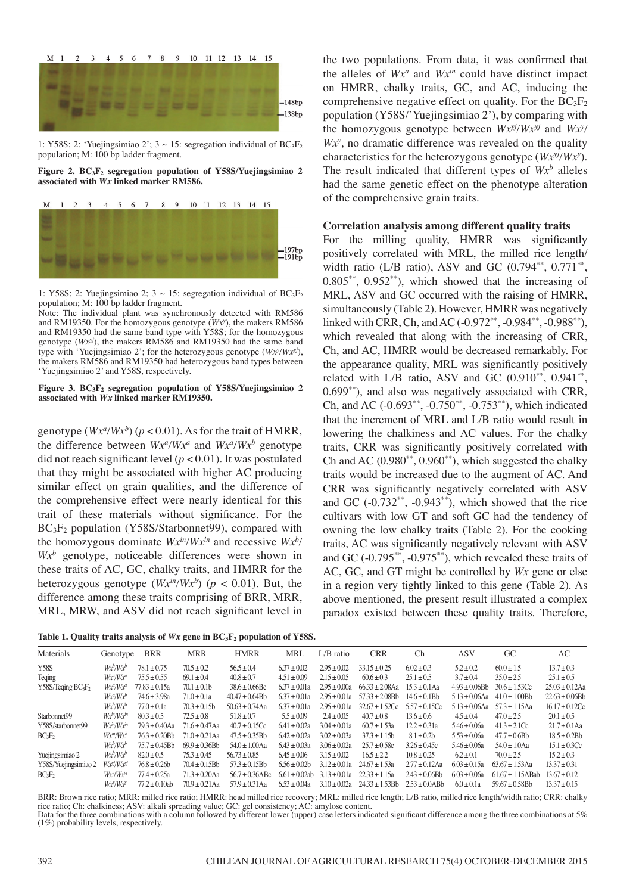1: Y58S; 2: 'Yuejingsimiao 2'; 3 ~ 15: segregation individual of $BC_3F_2$ population; M: 100 bp ladder fragment.

**Figure 2. $BC_3F_2$ segregation population of Y58S/Yuejingsimiao 2 associated with *Wx* linked marker RM586.**

1: Y58S; 2: Yuejingsimiao 2; 3 ~ 15: segregation individual of $BC_3F_2$ population; M: 100 bp ladder fragment.
Note: The individual plant was synchronously detected with RM586 and RM19350. For the homozygous genotype ($Wx^y$), the makers RM586 and RM19350 had the same band type with Y58S; for the homozygous genotype ($Wx^{yj}$), the makers RM586 and RM19350 had the same band type with 'Yuejingsimiao 2'; for the heterozygous genotype ($Wx^y/Wx^{yj}$), the makers RM586 and RM19350 had heterozygous band types between 'Yuejingsimiao 2' and Y58S, respectively.

**Figure 3. $BC_3F_2$ segregation population of Y58S/Yuejingsimiao 2 associated with *Wx* linked marker RM19350.**

genotype ($Wx^a/Wx^b$) ($p < 0.01$). As for the trait of HMRR, the difference between $Wx^a/Wx^a$ and $Wx^a/Wx^b$ genotype did not reach significant level ($p < 0.01$). It was postulated that they might be associated with higher AC producing similar effect on grain qualities, and the difference of the comprehensive effect were nearly identical for this trait of these materials without significance. For the $BC_3F_2$ population (Y58S/Starbonnet99), compared with the homozygous dominate $Wx^{in}/Wx^{in}$ and recessive $Wx^b/Wx^b$ genotype, noticeable differences were shown in these traits of AC, GC, chalky traits, and HMRR for the heterozygous genotype ($Wx^{in}/Wx^b$) ($p < 0.01$). But, the difference among these traits comprising of BRR, MRR, MRL, MRW, and ASV did not reach significant level in the two populations. From data, it was confirmed that the alleles of $Wx^a$ and $Wx^{in}$ could have distinct impact on HMRR, chalky traits, GC, and AC, inducing the comprehensive negative effect on quality. For the $BC_3F_2$ population (Y58S/'Yuejingsimiao 2'), by comparing with the homozygous genotype between $Wx^{yj}/Wx^{yj}$ and $Wx^y/Wx^y$, no dramatic difference was revealed on the quality characteristics for the heterozygous genotype ($Wx^{yj}/Wx^y$). The result indicated that different types of $Wx^b$ alleles had the same genetic effect on the phenotype alteration of the comprehensive grain traits.

**Correlation analysis among different quality traits**

For the milling quality, HMRR was significantly positively correlated with MRL, the milled rice length/width ratio (L/B ratio), ASV and GC (0.794**, 0.771**, 0.805**, 0.952**), which showed that the increasing of MRL, ASV and GC occurred with the raising of HMRR, simultaneously (Table 2). However, HMRR was negatively linked with CRR, Ch, and AC (-0.972**, -0.984**, -0.988**), which revealed that along with the increasing of CRR, Ch, and AC, HMRR would be decreased remarkably. For the appearance quality, MRL was significantly positively related with L/B ratio, ASV and GC (0.910**, 0.941**, 0.699**), and also was negatively associated with CRR, Ch, and AC (-0.693**, -0.750**, -0.753**), which indicated that the increment of MRL and L/B ratio would result in lowering the chalkiness and AC values. For the chalky traits, CRR was significantly positively correlated with Ch and AC (0.980**, 0.960**), which suggested the chalky traits would be increased due to the augment of AC. And CRR was significantly negatively correlated with ASV and GC (-0.732**, -0.943**), which showed that the rice cultivars with low GT and soft GC had the tendency of owning the low chalky traits (Table 2). For the cooking traits, AC was significantly negatively relevant with ASV and GC (-0.795**, -0.975**), which revealed these traits of AC, GC, and GT might be controlled by *Wx* gene or else in a region very tightly linked to this gene (Table 2). As above mentioned, the present result illustrated a complex paradox existed between these quality traits. Therefore,

**Table 1. Quality traits analysis of *Wx* gene in $BC_3F_2$ population of Y58S.**

| Materials | Genotype | BRR | MRR | HMRR | MRL | L/B ratio | CRR | Ch | ASV | GC | AC |
|---|---|---|---|---|---|---|---|---|---|---|---|
| Y58S | $Wx^b/Wx^b$ | 78.1 ± 0.75 | 70.5 ± 0.2 | 56.5 ± 0.4 | 6.37 ± 0.02 | 2.95 ± 0.02 | 33.15 ± 0.25 | 6.02 ± 0.3 | 5.2 ± 0.2 | 60.0 ± 1.5 | 13.7 ± 0.3 |
| Teqing | $Wx^a/Wx^a$ | 75.5 ± 0.55 | 69.1 ± 0.4 | 40.8 ± 0.7 | 4.51 ± 0.09 | 2.15 ± 0.05 | 60.6 ± 0.3 | 25.1 ± 0.5 | 3.7 ± 0.4 | 35.0 ± 2.5 | 25.1 ± 0.5 |
| Y58S/Teqing $BC_3F_2$ | $Wx^a/Wx^a$ | 77.83 ± 0.15a | 70.1 ± 0.1b | 38.6 ± 0.66Bc | 6.37 ± 0.01a | 2.95 ± 0.00a | 66.33 ± 2.08Aa | 15.3 ± 0.1Aa | 4.93 ± 0.06Bb | 30.6 ± 1.53Cc | 25.03 ± 0.12Aa |
| | $Wx^a/Wx^b$ | 74.6 ± 3.98a | 71.0 ± 0.1a | 40.47 ± 0.64Bb | 6.37 ± 0.01a | 2.95 ± 0.01a | 57.33 ± 2.08Bb | 14.6 ± 0.1Bb | 5.13 ± 0.06Aa | 41.0 ± 1.00Bb | 22.63 ± 0.06Bb |
| | $Wx^b/Wx^b$ | 77.0 ± 0.1a | 70.3 ± 0.15b | 50.63 ± 0.74Aa | 6.37 ± 0.01a | 2.95 ± 0.01a | 32.67 ± 1.52Cc | 5.57 ± 0.15Cc | 5.13 ± 0.06Aa | 57.3 ± 1.15Aa | 16.17 ± 0.12Cc |
| Starbonnet99 | $Wx^{in}/Wx^{in}$ | 80.3 ± 0.5 | 72.5 ± 0.8 | 51.8 ± 0.7 | 5.5 ± 0.09 | 2.4 ± 0.05 | 40.7 ± 0.8 | 13.6 ± 0.6 | 4.5 ± 0.4 | 47.0 ± 2.5 | 20.1 ± 0.5 |
| Y58S/starbonnet99 | $Wx^{in}/Wx^{in}$ | 79.3 ± 0.40Aa | 71.6 ± 0.47Aa | 40.7 ± 0.15Cc | 6.41 ± 0.02a | 3.04 ± 0.01a | 60.7 ± 1.53a | 12.2 ± 0.31a | 5.46 ± 0.06a | 41.3 ± 2.1Cc | 21.7 ± 0.1Aa |
| $BC_3F_2$ | $Wx^{in}/Wx^b$ | 76.3 ± 0.20Bb | 71.0 ± 0.21Aa | 47.5 ± 0.35Bb | 6.42 ± 0.02a | 3.02 ± 0.03a | 37.3 ± 1.15b | 8.1 ± 0.2b | 5.53 ± 0.06a | 47.7 ± 0.6Bb | 18.5 ± 0.2Bb |
| | $Wx^b/Wx^b$ | 75.7 ± 0.45Bb | 69.9 ± 0.36Bb | 54.0 ± 1.00Aa | 6.43 ± 0.03a | 3.06 ± 0.02a | 25.7 ± 0.58c | 3.26 ± 0.45c | 5.46 ± 0.06a | 54.0 ± 1.0Aa | 15.1 ± 0.3Cc |
| Yuejingsimiao 2 | $Wx^b/Wx^b$ | 82.0 ± 0.5 | 75.3 ± 0.45 | 56.73 ± 0.85 | 6.45 ± 0.06 | 3.15 ± 0.02 | 16.5 ± 2.2 | 10.8 ± 0.25 | 6.2 ± 0.1 | 70.0 ± 2.5 | 15.2 ± 0.3 |
| Y58S/Yuejingsimiao 2 | $Wx^{yj}/Wx^{yj}$ | 76.8 ± 0.26b | 70.4 ± 0.15Bb | 57.3 ± 0.15Bb | 6.56 ± 0.02b | 3.12 ± 0.01a | 24.67 ± 1.53a | 2.77 ± 0.12Aa | 6.03 ± 0.15a | 63.67 ± 1.53Aa | 13.37 ± 0.31 |
| $BC_3F_2$ | $Wx^y/Wx^{yj}$ | 77.4 ± 0.25a | 71.3 ± 0.20Aa | 56.7 ± 0.36ABc | 6.61 ± 0.02ab | 3.13 ± 0.01a | 22.33 ± 1.15a | 2.43 ± 0.06Bb | 6.03 ± 0.06a | 61.67 ± 1.15ABab | 13.67 ± 0.12 |
| | $Wx^y/Wx^y$ | 77.2 ± 0.10ab | 70.9 ± 0.21Aa | 57.9 ± 0.31Aa | 6.53 ± 0.04a | 3.10 ± 0.02a | 24.33 ± 1.53Bb | 2.53 ± 0.0ABb | 6.0 ± 0.1a | 59.67 ± 0.58Bb | 13.37 ± 0.15 |

BRR: Brown rice ratio; MRR: milled rice ratio; HMRR: head milled rice recovery; MRL: milled rice length; L/B ratio, milled rice length/width ratio; CRR: chalky rice ratio; Ch: chalkiness; ASV: alkali spreading value; GC: gel consistency; AC: amylose content.
Data for the three combinations with a column followed by different lower (upper) case letters indicated significant difference among the three combinations at 5% (1%) probability levels, respectively.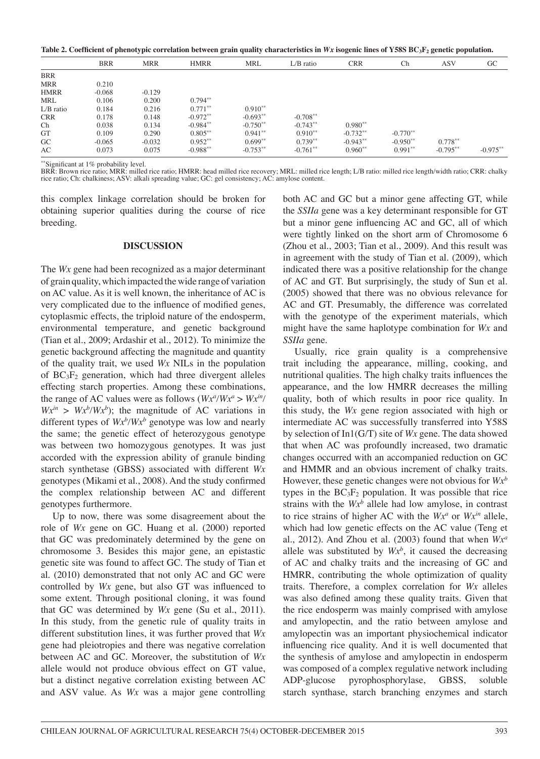**Table 2. Coefficient of phenotypic correlation between grain quality characteristics in *Wx* isogenic lines of Y58S $BC_3F_2$ genetic population.**

| | BRR | MRR | HMRR | MRL | L/B ratio | CRR | Ch | ASV | GC |
|---|---|---|---|---|---|---|---|---|---|
| BRR | | | | | | | | | |
| MRR | 0.210 | | | | | | | | |
| HMRR | -0.068 | -0.129 | | | | | | | |
| MRL | 0.106 | 0.200 | 0.794** | | | | | | |
| L/B ratio | 0.184 | 0.216 | 0.771** | 0.910** | | | | | |
| CRR | 0.178 | 0.148 | -0.972** | -0.693** | -0.708** | | | | |
| Ch | 0.038 | 0.134 | -0.984** | -0.750** | -0.743** | 0.980** | | | |
| GT | 0.109 | 0.290 | 0.805** | 0.941** | 0.910** | -0.732** | -0.770** | | |
| GC | -0.065 | -0.032 | 0.952** | 0.699** | 0.739** | -0.943** | -0.950** | 0.778** | |
| AC | 0.073 | 0.075 | -0.988** | -0.753** | -0.761** | 0.960** | 0.991** | -0.795** | -0.975** |

**Significant at 1% probability level.
BRR: Brown rice ratio; MRR: milled rice ratio; HMRR: head milled rice recovery; MRL: milled rice length; L/B ratio: milled rice length/width ratio; CRR: chalky rice ratio; Ch: chalkiness; ASV: alkali spreading value; GC: gel consistency; AC: amylose content.

this complex linkage correlation should be broken for obtaining superior qualities during the course of rice breeding.

## DISCUSSION

The *Wx* gene had been recognized as a major determinant of grain quality, which impacted the wide range of variation on AC value. As it is well known, the inheritance of AC is very complicated due to the influence of modified genes, cytoplasmic effects, the triploid nature of the endosperm, environmental temperature, and genetic background (Tian et al., 2009; Ardashir et al., 2012). To minimize the genetic background affecting the magnitude and quantity of the quality trait, we used *Wx* NILs in the population of $BC_3F_2$ generation, which had three divergent alleles effecting starch properties. Among these combinations, the range of AC values were as follows ($Wx^a/Wx^a > Wx^{in}/Wx^{in} > Wx^b/Wx^b$); the magnitude of AC variations in different types of $Wx^b/Wx^b$ genotype was low and nearly the same; the genetic effect of heterozygous genotype was between two homozygous genotypes. It was just accorded with the expression ability of granule binding starch synthetase (GBSS) associated with different *Wx* genotypes (Mikami et al., 2008). And the study confirmed the complex relationship between AC and different genotypes furthermore.

Up to now, there was some disagreement about the role of *Wx* gene on GC. Huang et al. (2000) reported that GC was predominately determined by the gene on chromosome 3. Besides this major gene, an epistastic genetic site was found to affect GC. The study of Tian et al. (2010) demonstrated that not only AC and GC were controlled by *Wx* gene, but also GT was influenced to some extent. Through positional cloning, it was found that GC was determined by *Wx* gene (Su et al., 2011). In this study, from the genetic rule of quality traits in different substitution lines, it was further proved that *Wx* gene had pleiotropies and there was negative correlation between AC and GC. Moreover, the substitution of *Wx* allele would not produce obvious effect on GT value, but a distinct negative correlation existing between AC and ASV value. As *Wx* was a major gene controlling both AC and GC but a minor gene affecting GT, while the *SSIIa* gene was a key determinant responsible for GT but a minor gene influencing AC and GC, all of which were tightly linked on the short arm of Chromosome 6 (Zhou et al., 2003; Tian et al., 2009). And this result was in agreement with the study of Tian et al. (2009), which indicated there was a positive relationship for the change of AC and GT. But surprisingly, the study of Sun et al. (2005) showed that there was no obvious relevance for AC and GT. Presumably, the difference was correlated with the genotype of the experiment materials, which might have the same haplotype combination for *Wx* and *SSIIa* gene.

Usually, rice grain quality is a comprehensive trait including the appearance, milling, cooking, and nutritional qualities. The high chalky traits influences the appearance, and the low HMRR decreases the milling quality, both of which results in poor rice quality. In this study, the *Wx* gene region associated with high or intermediate AC was successfully transferred into Y58S by selection of In1(G/T) site of *Wx* gene. The data showed that when AC was profoundly increased, two dramatic changes occurred with an accompanied reduction on GC and HMMR and an obvious increment of chalky traits. However, these genetic changes were not obvious for $Wx^b$ types in the $BC_3F_2$ population. It was possible that rice strains with the $Wx^b$ allele had low amylose, in contrast to rice strains of higher AC with the $Wx^a$ or $Wx^{in}$ allele, which had low genetic effects on the AC value (Teng et al., 2012). And Zhou et al. (2003) found that when $Wx^a$ allele was substituted by $Wx^b$, it caused the decreasing of AC and chalky traits and the increasing of GC and HMRR, contributing the whole optimization of quality traits. Therefore, a complex correlation for *Wx* alleles was also defined among these quality traits. Given that the rice endosperm was mainly comprised with amylose and amylopectin, and the ratio between amylose and amylopectin was an important physiochemical indicator influencing rice quality. And it is well documented that the synthesis of amylose and amylopectin in endosperm was composed of a complex regulative network including ADP-glucose pyrophosphorylase, GBSS, soluble starch synthase, starch branching enzymes and starch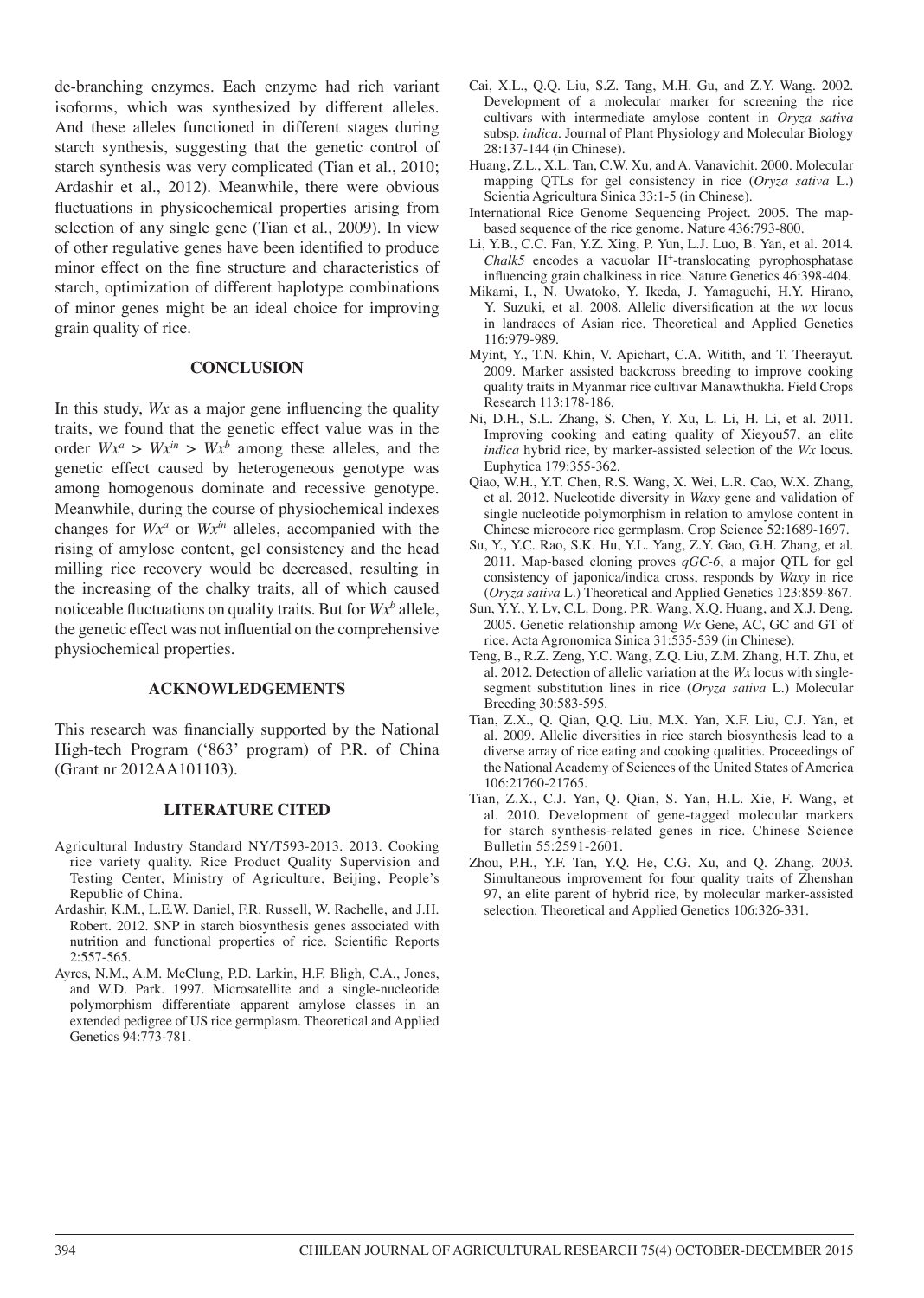de-branching enzymes. Each enzyme had rich variant isoforms, which was synthesized by different alleles. And these alleles functioned in different stages during starch synthesis, suggesting that the genetic control of starch synthesis was very complicated (Tian et al., 2010; Ardashir et al., 2012). Meanwhile, there were obvious fluctuations in physicochemical properties arising from selection of any single gene (Tian et al., 2009). In view of other regulative genes have been identified to produce minor effect on the fine structure and characteristics of starch, optimization of different haplotype combinations of minor genes might be an ideal choice for improving grain quality of rice.

## CONCLUSION

In this study, *Wx* as a major gene influencing the quality traits, we found that the genetic effect value was in the order $Wx^a$ > $Wx^{in}$ > $Wx^b$ among these alleles, and the genetic effect caused by heterogeneous genotype was among homogenous dominate and recessive genotype. Meanwhile, during the course of physiochemical indexes changes for $Wx^a$ or $Wx^{in}$ alleles, accompanied with the rising of amylose content, gel consistency and the head milling rice recovery would be decreased, resulting in the increasing of the chalky traits, all of which caused noticeable fluctuations on quality traits. But for $Wx^b$ allele, the genetic effect was not influential on the comprehensive physiochemical properties.

## ACKNOWLEDGEMENTS

This research was financially supported by the National High-tech Program ('863' program) of P.R. of China (Grant nr 2012AA101103).

## LITERATURE CITED

Agricultural Industry Standard NY/T593-2013. 2013. Cooking rice variety quality. Rice Product Quality Supervision and Testing Center, Ministry of Agriculture, Beijing, People's Republic of China.

Ardashir, K.M., L.E.W. Daniel, F.R. Russell, W. Rachelle, and J.H. Robert. 2012. SNP in starch biosynthesis genes associated with nutrition and functional properties of rice. Scientific Reports 2:557-565.

Ayres, N.M., A.M. McClung, P.D. Larkin, H.F. Bligh, C.A., Jones, and W.D. Park. 1997. Microsatellite and a single-nucleotide polymorphism differentiate apparent amylose classes in an extended pedigree of US rice germplasm. Theoretical and Applied Genetics 94:773-781.

Cai, X.L., Q.Q. Liu, S.Z. Tang, M.H. Gu, and Z.Y. Wang. 2002. Development of a molecular marker for screening the rice cultivars with intermediate amylose content in *Oryza sativa* subsp. *indica*. Journal of Plant Physiology and Molecular Biology 28:137-144 (in Chinese).

Huang, Z.L., X.L. Tan, C.W. Xu, and A. Vanavichit. 2000. Molecular mapping QTLs for gel consistency in rice (*Oryza sativa* L.) Scientia Agricultura Sinica 33:1-5 (in Chinese).

International Rice Genome Sequencing Project. 2005. The map-based sequence of the rice genome. Nature 436:793-800.

Li, Y.B., C.C. Fan, Y.Z. Xing, P. Yun, L.J. Luo, B. Yan, et al. 2014. *Chalk5* encodes a vacuolar $H^+$-translocating pyrophosphatase influencing grain chalkiness in rice. Nature Genetics 46:398-404.

Mikami, I., N. Uwatoko, Y. Ikeda, J. Yamaguchi, H.Y. Hirano, Y. Suzuki, et al. 2008. Allelic diversification at the *wx* locus in landraces of Asian rice. Theoretical and Applied Genetics 116:979-989.

Myint, Y., T.N. Khin, V. Apichart, C.A. Witith, and T. Theerayut. 2009. Marker assisted backcross breeding to improve cooking quality traits in Myanmar rice cultivar Manawthukha. Field Crops Research 113:178-186.

Ni, D.H., S.L. Zhang, S. Chen, Y. Xu, L. Li, H. Li, et al. 2011. Improving cooking and eating quality of Xieyou57, an elite *indica* hybrid rice, by marker-assisted selection of the *Wx* locus. Euphytica 179:355-362.

Qiao, W.H., Y.T. Chen, R.S. Wang, X. Wei, L.R. Cao, W.X. Zhang, et al. 2012. Nucleotide diversity in *Waxy* gene and validation of single nucleotide polymorphism in relation to amylose content in Chinese microcore rice germplasm. Crop Science 52:1689-1697.

Su, Y., Y.C. Rao, S.K. Hu, Y.L. Yang, Z.Y. Gao, G.H. Zhang, et al. 2011. Map-based cloning proves *qGC-6*, a major QTL for gel consistency of japonica/indica cross, responds by *Waxy* in rice (*Oryza sativa* L.) Theoretical and Applied Genetics 123:859-867.

Sun, Y.Y., Y. Lv, C.L. Dong, P.R. Wang, X.Q. Huang, and X.J. Deng. 2005. Genetic relationship among *Wx* Gene, AC, GC and GT of rice. Acta Agronomica Sinica 31:535-539 (in Chinese).

Teng, B., R.Z. Zeng, Y.C. Wang, Z.Q. Liu, Z.M. Zhang, H.T. Zhu, et al. 2012. Detection of allelic variation at the *Wx* locus with single-segment substitution lines in rice (*Oryza sativa* L.) Molecular Breeding 30:583-595.

Tian, Z.X., Q. Qian, Q.Q. Liu, M.X. Yan, X.F. Liu, C.J. Yan, et al. 2009. Allelic diversities in rice starch biosynthesis lead to a diverse array of rice eating and cooking qualities. Proceedings of the National Academy of Sciences of the United States of America 106:21760-21765.

Tian, Z.X., C.J. Yan, Q. Qian, S. Yan, H.L. Xie, F. Wang, et al. 2010. Development of gene-tagged molecular markers for starch synthesis-related genes in rice. Chinese Science Bulletin 55:2591-2601.

Zhou, P.H., Y.F. Tan, Y.Q. He, C.G. Xu, and Q. Zhang. 2003. Simultaneous improvement for four quality traits of Zhenshan 97, an elite parent of hybrid rice, by molecular marker-assisted selection. Theoretical and Applied Genetics 106:326-331.